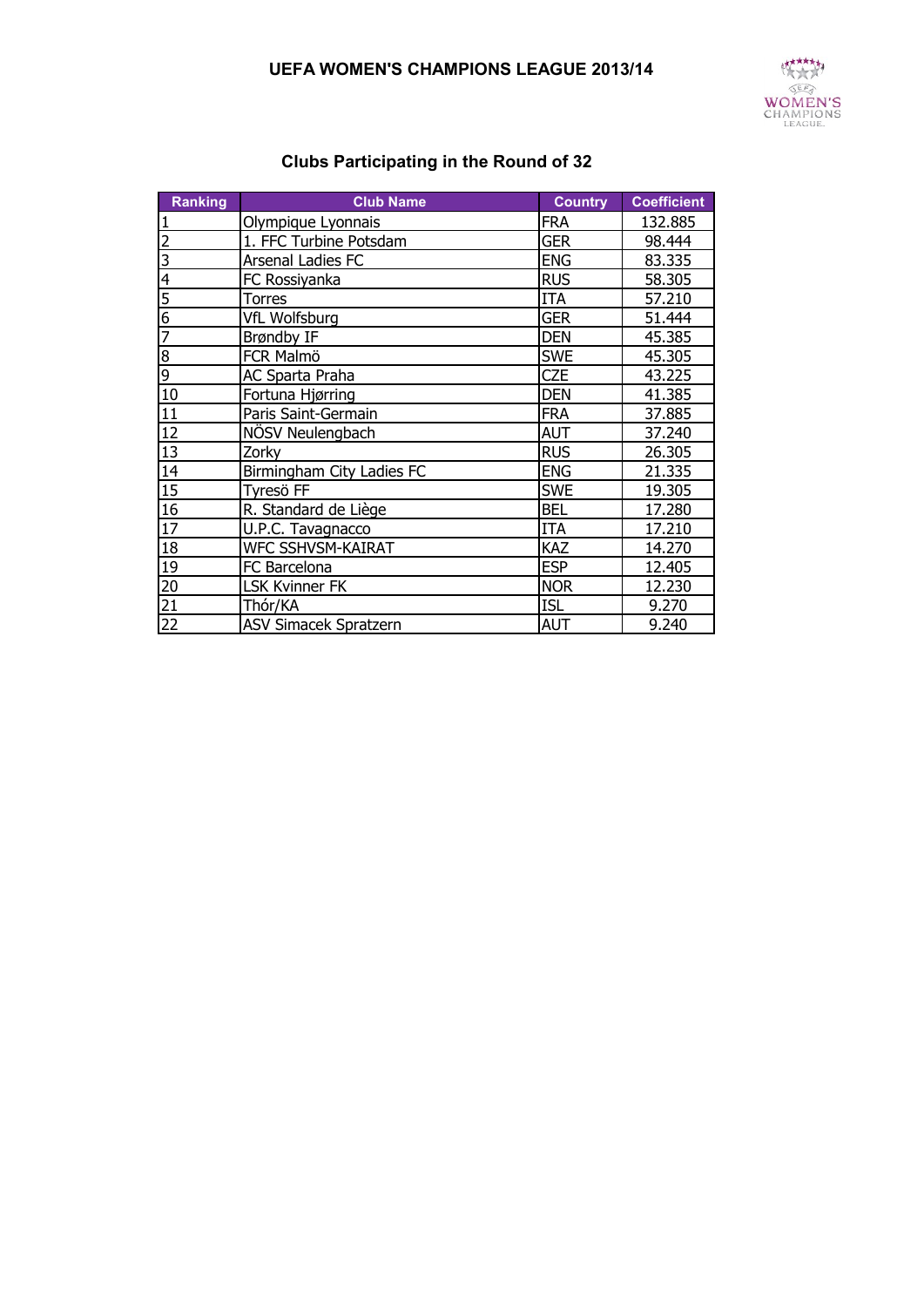# UEFA WOMEN'S CHAMPIONS LEAGUE 2013/14

## Clubs Participating in the Round of 32

| Ranking | Club Name | Country | Coefficient |
|---|---|---|---|
| 1 | Olympique Lyonnais | FRA | 132.885 |
| 2 | 1. FFC Turbine Potsdam | GER | 98.444 |
| 3 | Arsenal Ladies FC | ENG | 83.335 |
| 4 | FC Rossiyanka | RUS | 58.305 |
| 5 | Torres | ITA | 57.210 |
| 6 | VfL Wolfsburg | GER | 51.444 |
| 7 | Brøndby IF | DEN | 45.385 |
| 8 | FCR Malmö | SWE | 45.305 |
| 9 | AC Sparta Praha | CZE | 43.225 |
| 10 | Fortuna Hjørring | DEN | 41.385 |
| 11 | Paris Saint-Germain | FRA | 37.885 |
| 12 | NÖSV Neulengbach | AUT | 37.240 |
| 13 | Zorky | RUS | 26.305 |
| 14 | Birmingham City Ladies FC | ENG | 21.335 |
| 15 | Tyresö FF | SWE | 19.305 |
| 16 | R. Standard de Liège | BEL | 17.280 |
| 17 | U.P.C. Tavagnacco | ITA | 17.210 |
| 18 | WFC SSHVSM-KAIRAT | KAZ | 14.270 |
| 19 | FC Barcelona | ESP | 12.405 |
| 20 | LSK Kvinner FK | NOR | 12.230 |
| 21 | Thór/KA | ISL | 9.270 |
| 22 | ASV Simacek Spratzern | AUT | 9.240 |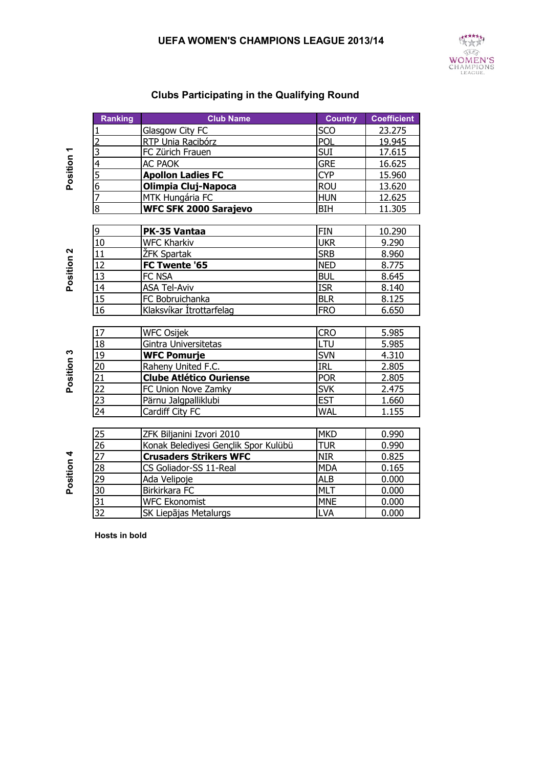# UEFA WOMEN'S CHAMPIONS LEAGUE 2013/14

## Clubs Participating in the Qualifying Round

| Position | Ranking | Club Name | Country | Coefficient |
|---|---|---|---|---|
| Position 1 | 1 | Glasgow City FC | SCO | 23.275 |
| | 2 | RTP Unia Racibórz | POL | 19.945 |
| | 3 | FC Zürich Frauen | SUI | 17.615 |
| | 4 | AC PAOK | GRE | 16.625 |
| | 5 | **Apollon Ladies FC** | CYP | 15.960 |
| | 6 | **Olimpia Cluj-Napoca** | ROU | 13.620 |
| | 7 | MTK Hungária FC | HUN | 12.625 |
| | 8 | **WFC SFK 2000 Sarajevo** | BIH | 11.305 |
| Position 2 | 9 | **PK-35 Vantaa** | FIN | 10.290 |
| | 10 | WFC Kharkiv | UKR | 9.290 |
| | 11 | ŽFK Spartak | SRB | 8.960 |
| | 12 | **FC Twente '65** | NED | 8.775 |
| | 13 | FC NSA | BUL | 8.645 |
| | 14 | ASA Tel-Aviv | ISR | 8.140 |
| | 15 | FC Bobruichanka | BLR | 8.125 |
| | 16 | Klaksvíkar Ítrottarfelag | FRO | 6.650 |
| Position 3 | 17 | WFC Osijek | CRO | 5.985 |
| | 18 | Gintra Universitetas | LTU | 5.985 |
| | 19 | **WFC Pomurje** | SVN | 4.310 |
| | 20 | Raheny United F.C. | IRL | 2.805 |
| | 21 | **Clube Atlético Ouriense** | POR | 2.805 |
| | 22 | FC Union Nove Zamky | SVK | 2.475 |
| | 23 | Pärnu Jalgpalliklubi | EST | 1.660 |
| | 24 | Cardiff City FC | WAL | 1.155 |
| Position 4 | 25 | ZFK Biljanini Izvori 2010 | MKD | 0.990 |
| | 26 | Konak Belediyesi Gençlik Spor Kulübü | TUR | 0.990 |
| | 27 | **Crusaders Strikers WFC** | NIR | 0.825 |
| | 28 | CS Goliador-SS 11-Real | MDA | 0.165 |
| | 29 | Ada Velipoje | ALB | 0.000 |
| | 30 | Birkirkara FC | MLT | 0.000 |
| | 31 | WFC Ekonomist | MNE | 0.000 |
| | 32 | SK Liepājas Metalurgs | LVA | 0.000 |

**Hosts in bold**